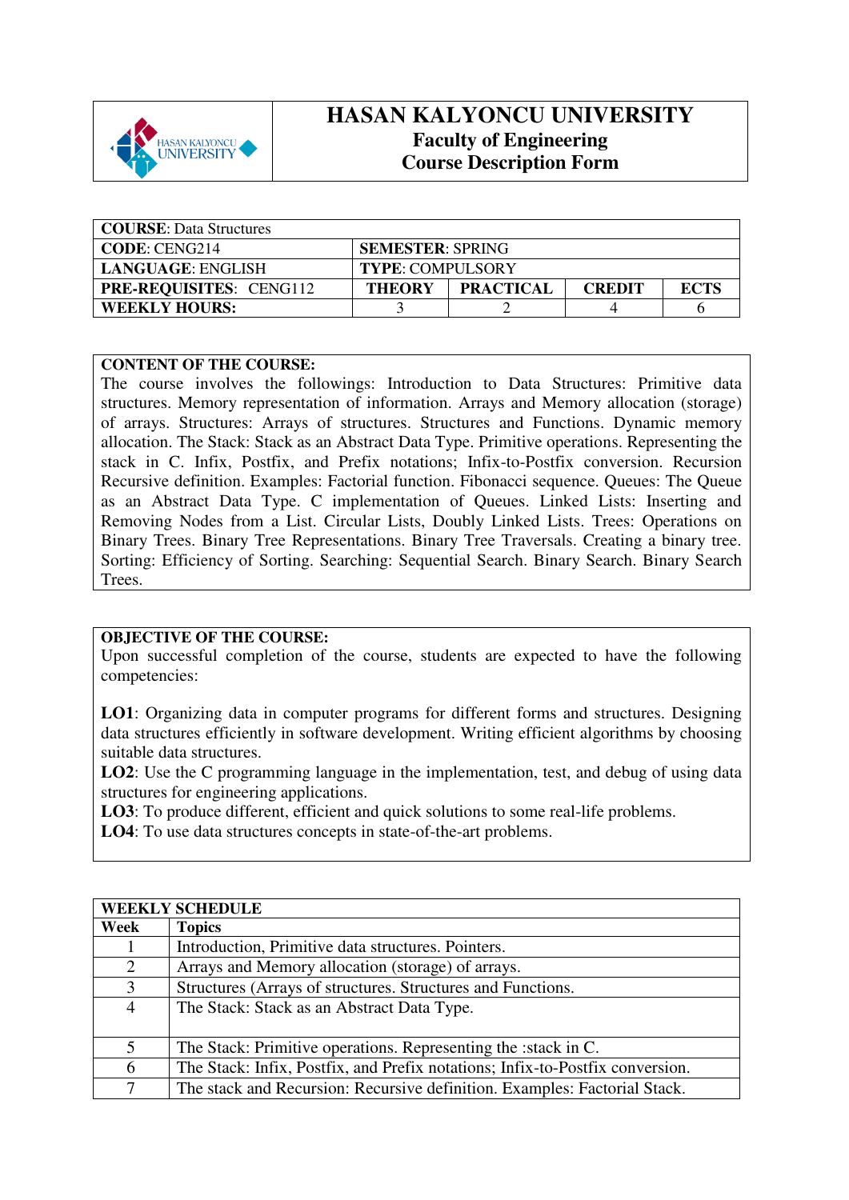# HASAN KALYONCU UNIVERSITY

## Faculty of Engineering

## Course Description Form

| **COURSE**: Data Structures | | | | |
|---|---|---|---|---|
| **CODE**: CENG214 | **SEMESTER**: SPRING | | | |
| **LANGUAGE**: ENGLISH | **TYPE**: COMPULSORY | | | |
| **PRE-REQUISITES**: CENG112 | **THEORY** | **PRACTICAL** | **CREDIT** | **ECTS** |
| **WEEKLY HOURS:** | 3 | 2 | 4 | 6 |

**CONTENT OF THE COURSE:**
The course involves the followings: Introduction to Data Structures: Primitive data structures. Memory representation of information. Arrays and Memory allocation (storage) of arrays. Structures: Arrays of structures. Structures and Functions. Dynamic memory allocation. The Stack: Stack as an Abstract Data Type. Primitive operations. Representing the stack in C. Infix, Postfix, and Prefix notations; Infix-to-Postfix conversion. Recursion Recursive definition. Examples: Factorial function. Fibonacci sequence. Queues: The Queue as an Abstract Data Type. C implementation of Queues. Linked Lists: Inserting and Removing Nodes from a List. Circular Lists, Doubly Linked Lists. Trees: Operations on Binary Trees. Binary Tree Representations. Binary Tree Traversals. Creating a binary tree. Sorting: Efficiency of Sorting. Searching: Sequential Search. Binary Search. Binary Search Trees.

**OBJECTIVE OF THE COURSE:**
Upon successful completion of the course, students are expected to have the following competencies:

**LO1**: Organizing data in computer programs for different forms and structures. Designing data structures efficiently in software development. Writing efficient algorithms by choosing suitable data structures.
**LO2**: Use the C programming language in the implementation, test, and debug of using data structures for engineering applications.
**LO3**: To produce different, efficient and quick solutions to some real-life problems.
**LO4**: To use data structures concepts in state-of-the-art problems.

| **WEEKLY SCHEDULE** | |
|---|---|
| **Week** | **Topics** |
| 1 | Introduction, Primitive data structures. Pointers. |
| 2 | Arrays and Memory allocation (storage) of arrays. |
| 3 | Structures (Arrays of structures. Structures and Functions. |
| 4 | The Stack: Stack as an Abstract Data Type. |
| 5 | The Stack: Primitive operations. Representing the :stack in C. |
| 6 | The Stack: Infix, Postfix, and Prefix notations; Infix-to-Postfix conversion. |
| 7 | The stack and Recursion: Recursive definition. Examples: Factorial Stack. |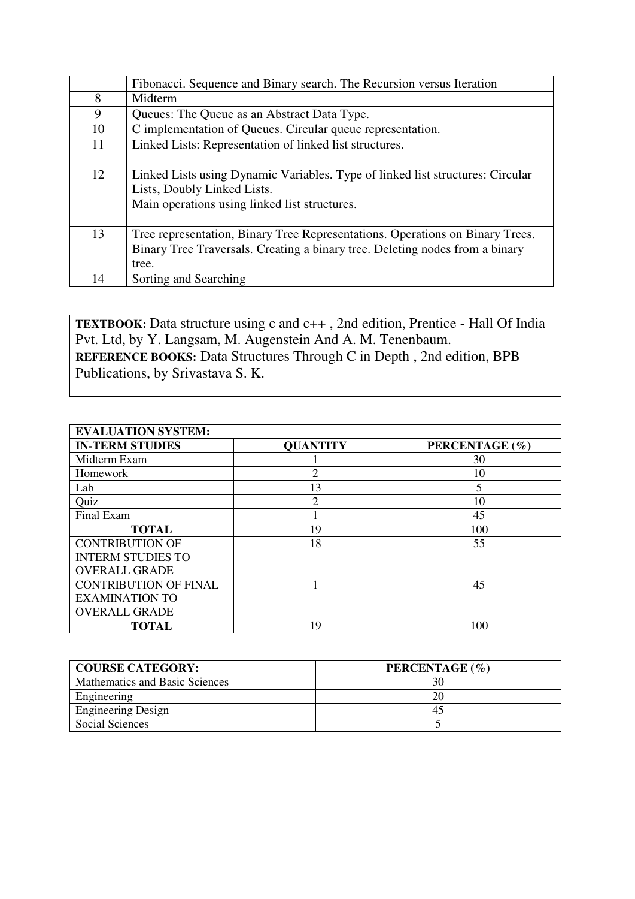| | |
|---|---|
| | Fibonacci. Sequence and Binary search. The Recursion versus Iteration |
| 8 | Midterm |
| 9 | Queues: The Queue as an Abstract Data Type. |
| 10 | C implementation of Queues. Circular queue representation. |
| 11 | Linked Lists: Representation of linked list structures. |
| 12 | Linked Lists using Dynamic Variables. Type of linked list structures: Circular Lists, Doubly Linked Lists.<br>Main operations using linked list structures. |
| 13 | Tree representation, Binary Tree Representations. Operations on Binary Trees. Binary Tree Traversals. Creating a binary tree. Deleting nodes from a binary tree. |
| 14 | Sorting and Searching |

**TEXTBOOK:** Data structure using c and c++ , 2nd edition, Prentice - Hall Of India Pvt. Ltd, by Y. Langsam, M. Augenstein And A. M. Tenenbaum.
**REFERENCE BOOKS:** Data Structures Through C in Depth , 2nd edition, BPB Publications, by Srivastava S. K.

| **EVALUATION SYSTEM:** | | |
|---|---|---|
| **IN-TERM STUDIES** | **QUANTITY** | **PERCENTAGE (%)** |
| Midterm Exam | 1 | 30 |
| Homework | 2 | 10 |
| Lab | 13 | 5 |
| Quiz | 2 | 10 |
| Final Exam | 1 | 45 |
| **TOTAL** | 19 | 100 |
| CONTRIBUTION OF INTERM STUDIES TO OVERALL GRADE | 18 | 55 |
| CONTRIBUTION OF FINAL EXAMINATION TO OVERALL GRADE | 1 | 45 |
| **TOTAL** | 19 | 100 |

| **COURSE CATEGORY:** | **PERCENTAGE (%)** |
|---|---|
| Mathematics and Basic Sciences | 30 |
| Engineering | 20 |
| Engineering Design | 45 |
| Social Sciences | 5 |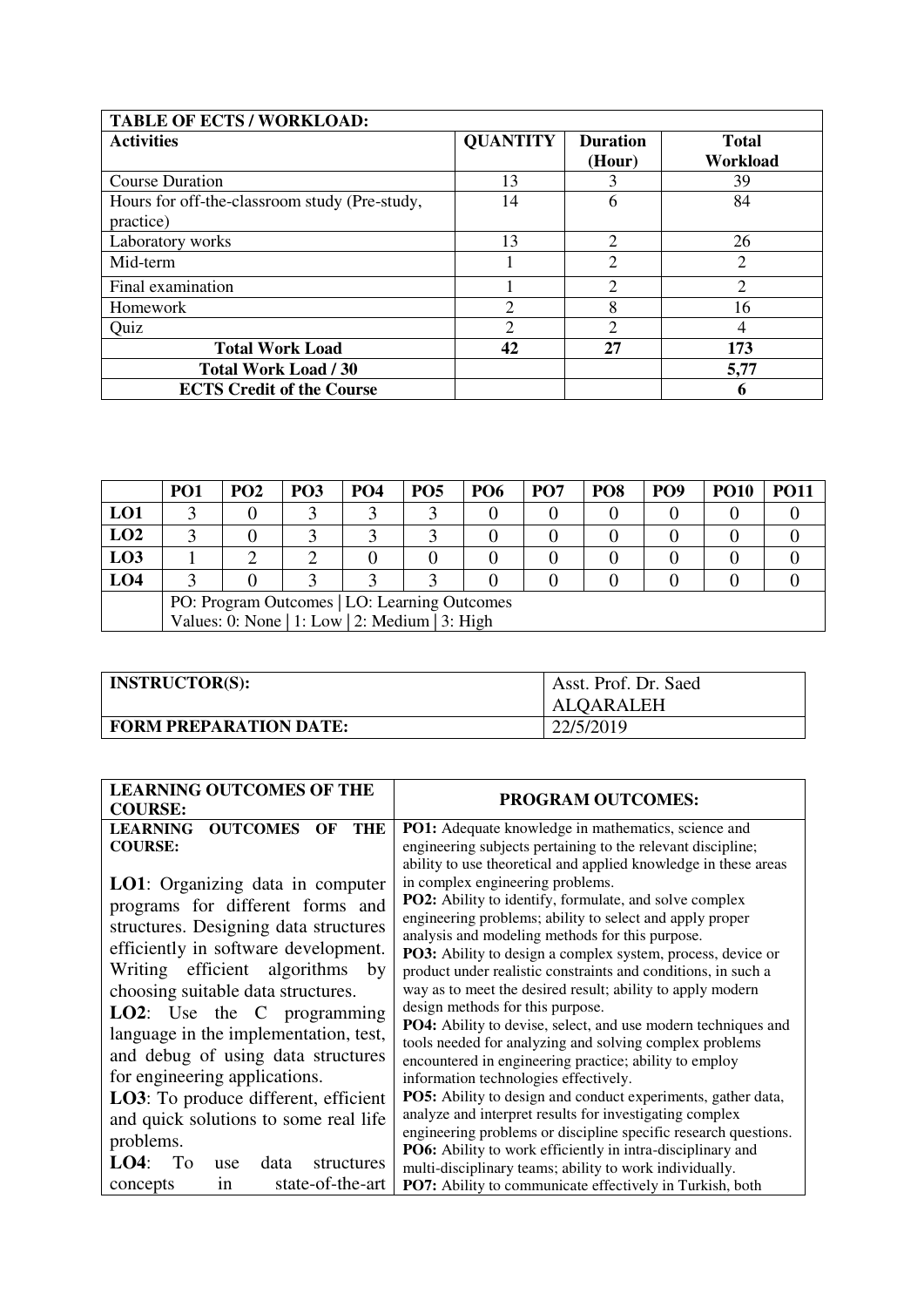| TABLE OF ECTS / WORKLOAD: | | | |
|---|---|---|---|
| **Activities** | **QUANTITY** | **Duration (Hour)** | **Total Workload** |
| Course Duration | 13 | 3 | 39 |
| Hours for off-the-classroom study (Pre-study, practice) | 14 | 6 | 84 |
| Laboratory works | 13 | 2 | 26 |
| Mid-term | 1 | 2 | 2 |
| Final examination | 1 | 2 | 2 |
| Homework | 2 | 8 | 16 |
| Quiz | 2 | 2 | 4 |
| **Total Work Load** | **42** | **27** | **173** |
| **Total Work Load / 30** | | | **5,77** |
| **ECTS Credit of the Course** | | | **6** |

| | PO1 | PO2 | PO3 | PO4 | PO5 | PO6 | PO7 | PO8 | PO9 | PO10 | PO11 |
|---|---|---|---|---|---|---|---|---|---|---|---|
| **LO1** | 3 | 0 | 3 | 3 | 3 | 0 | 0 | 0 | 0 | 0 | 0 |
| **LO2** | 3 | 0 | 3 | 3 | 3 | 0 | 0 | 0 | 0 | 0 | 0 |
| **LO3** | 1 | 2 | 2 | 0 | 0 | 0 | 0 | 0 | 0 | 0 | 0 |
| **LO4** | 3 | 0 | 3 | 3 | 3 | 0 | 0 | 0 | 0 | 0 | 0 |
| | PO: Program Outcomes \| LO: Learning Outcomes<br>Values: 0: None \| 1: Low \| 2: Medium \| 3: High | | | | | | | | | | |

| INSTRUCTOR(S): | Asst. Prof. Dr. Saed ALQARALEH |
|---|---|
| **FORM PREPARATION DATE:** | 22/5/2019 |

| LEARNING OUTCOMES OF THE COURSE: | PROGRAM OUTCOMES: |
|---|---|
| **LEARNING OUTCOMES OF THE COURSE:**<br><br>**LO1**: Organizing data in computer programs for different forms and structures. Designing data structures efficiently in software development. Writing efficient algorithms by choosing suitable data structures.<br>**LO2**: Use the C programming language in the implementation, test, and debug of using data structures for engineering applications.<br>**LO3**: To produce different, efficient and quick solutions to some real life problems.<br>**LO4**: To use data structures concepts in state-of-the-art | **PO1:** Adequate knowledge in mathematics, science and engineering subjects pertaining to the relevant discipline; ability to use theoretical and applied knowledge in these areas in complex engineering problems.<br>**PO2:** Ability to identify, formulate, and solve complex engineering problems; ability to select and apply proper analysis and modeling methods for this purpose.<br>**PO3:** Ability to design a complex system, process, device or product under realistic constraints and conditions, in such a way as to meet the desired result; ability to apply modern design methods for this purpose.<br>**PO4:** Ability to devise, select, and use modern techniques and tools needed for analyzing and solving complex problems encountered in engineering practice; ability to employ information technologies effectively.<br>**PO5:** Ability to design and conduct experiments, gather data, analyze and interpret results for investigating complex engineering problems or discipline specific research questions.<br>**PO6:** Ability to work efficiently in intra-disciplinary and multi-disciplinary teams; ability to work individually.<br>**PO7:** Ability to communicate effectively in Turkish, both |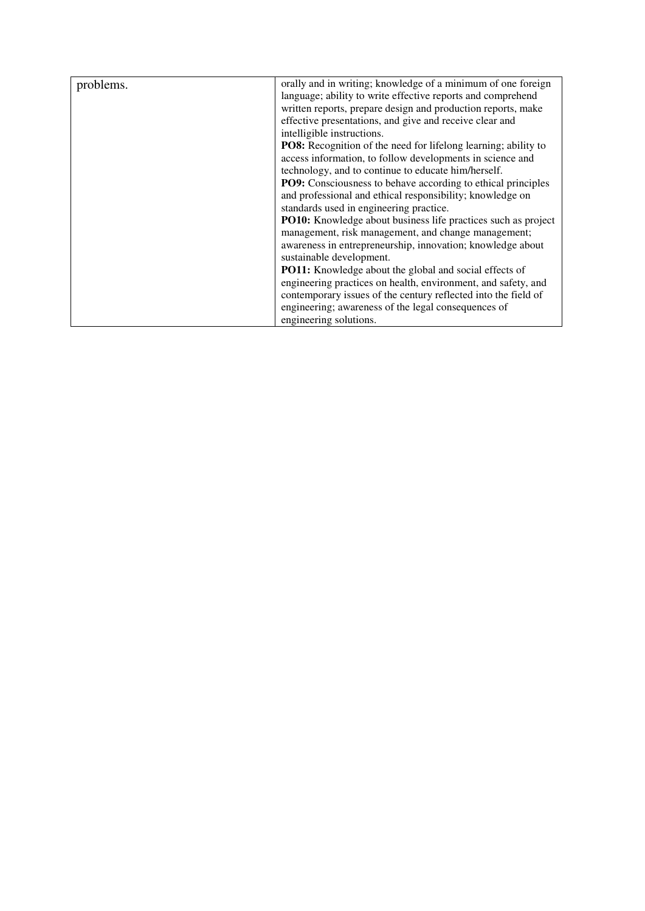| | |
|---|---|
| problems. | orally and in writing; knowledge of a minimum of one foreign language; ability to write effective reports and comprehend written reports, prepare design and production reports, make effective presentations, and give and receive clear and intelligible instructions.<br>**PO8:** Recognition of the need for lifelong learning; ability to access information, to follow developments in science and technology, and to continue to educate him/herself.<br>**PO9:** Consciousness to behave according to ethical principles and professional and ethical responsibility; knowledge on standards used in engineering practice.<br>**PO10:** Knowledge about business life practices such as project management, risk management, and change management; awareness in entrepreneurship, innovation; knowledge about sustainable development.<br>**PO11:** Knowledge about the global and social effects of engineering practices on health, environment, and safety, and contemporary issues of the century reflected into the field of engineering; awareness of the legal consequences of engineering solutions. |